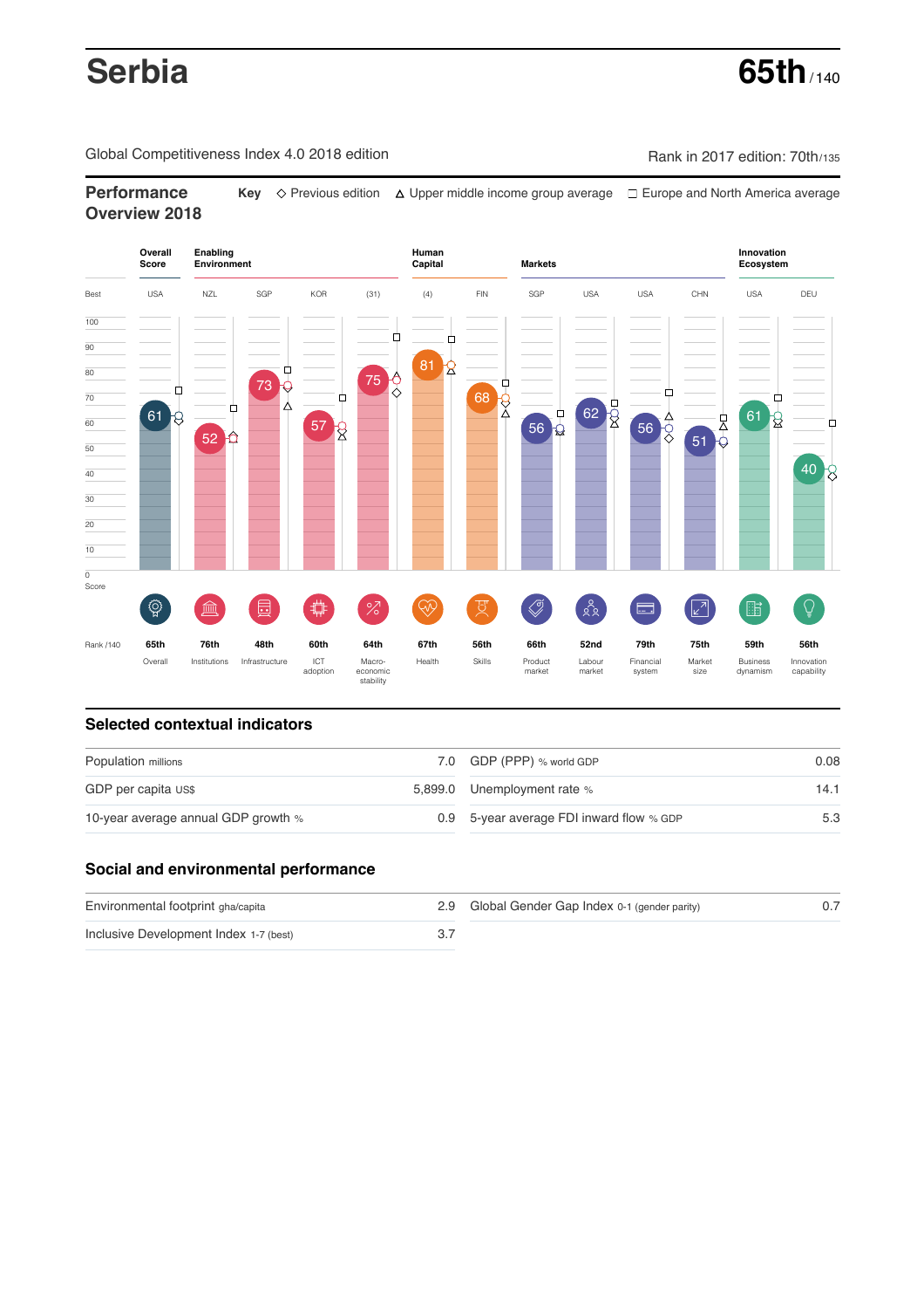# Serbia

**65th** / 140

Global Competitiveness Index 4.0 2018 edition

Rank in 2017 edition: 70th/135

## Performance Overview 2018

**Key** ◇ Previous edition △ Upper middle income group average ☐ Europe and North America average

| | Overall Score | Enabling Environment | | | | Human Capital | | Markets | | | | Innovation Ecosystem | |
|---|---|---|---|---|---|---|---|---|---|---|---|---|---|
| Best | USA | NZL | SGP | KOR | (31) | (4) | FIN | SGP | USA | USA | CHN | USA | DEU |
| Score | 61 | 52 | 73 | 57 | 75 | 81 | 68 | 56 | 62 | 56 | 51 | 61 | 40 |
| Rank /140 | 65th | 76th | 48th | 60th | 64th | 67th | 56th | 66th | 52nd | 79th | 75th | 59th | 56th |
| | Overall | Institutions | Infrastructure | ICT adoption | Macro-economic stability | Health | Skills | Product market | Labour market | Financial system | Market size | Business dynamism | Innovation capability |

## Selected contextual indicators

| Indicator | Value | Indicator | Value |
|---|---|---|---|
| Population millions | 7.0 | GDP (PPP) % world GDP | 0.08 |
| GDP per capita US$ | 5,899.0 | Unemployment rate % | 14.1 |
| 10-year average annual GDP growth % | 0.9 | 5-year average FDI inward flow % GDP | 5.3 |

## Social and environmental performance

| Indicator | Value | Indicator | Value |
|---|---|---|---|
| Environmental footprint gha/capita | 2.9 | Global Gender Gap Index 0-1 (gender parity) | 0.7 |
| Inclusive Development Index 1-7 (best) | 3.7 | | |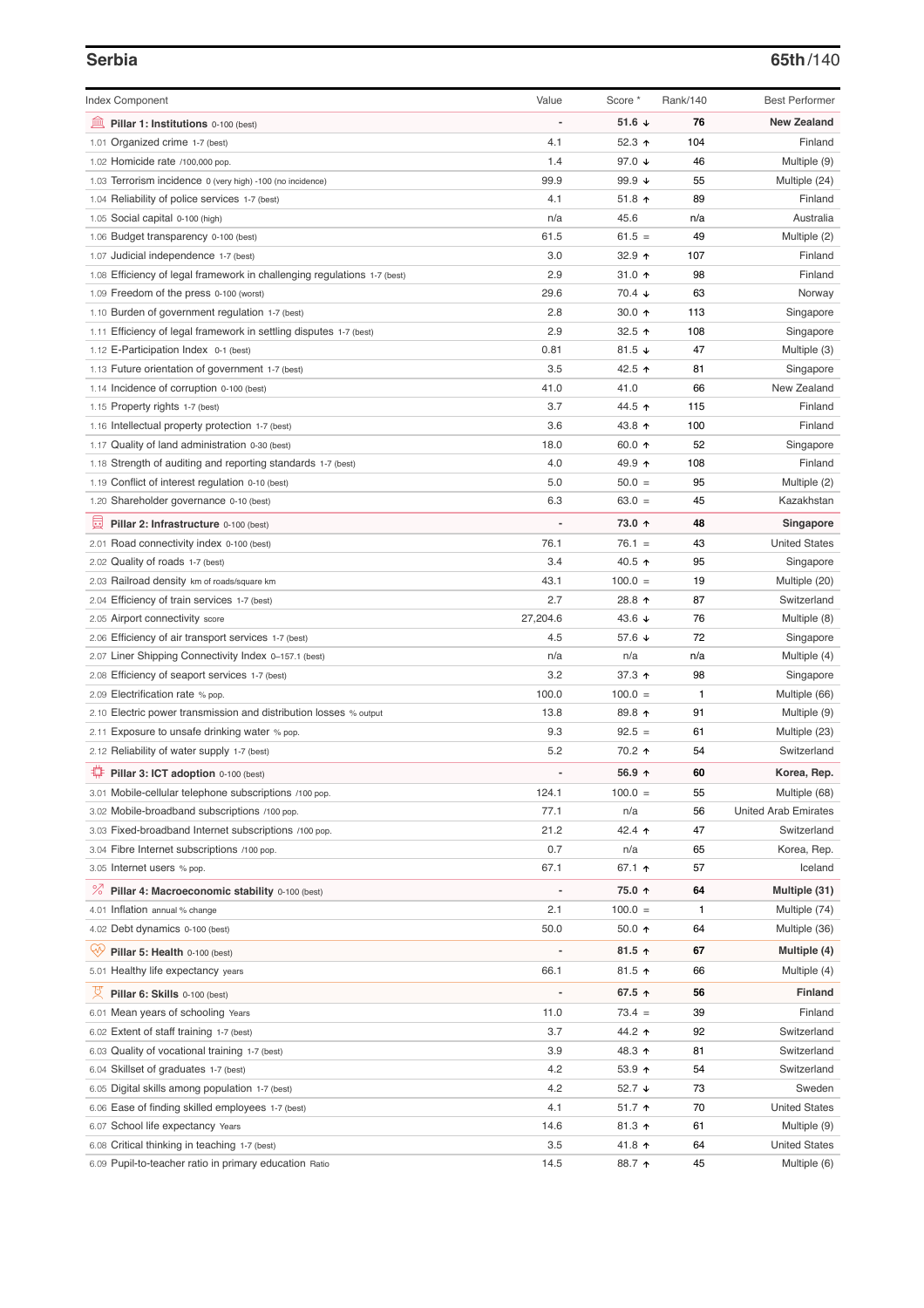## Serbia

**65th**/140

| Index Component | Value | Score * | Rank/140 | Best Performer |
|---|---|---|---|---|
| **Pillar 1: Institutions** 0-100 (best) | - | **51.6 ↓** | **76** | **New Zealand** |
| 1.01 Organized crime 1-7 (best) | 4.1 | 52.3 ↑ | 104 | Finland |
| 1.02 Homicide rate /100,000 pop. | 1.4 | 97.0 ↓ | 46 | Multiple (9) |
| 1.03 Terrorism incidence 0 (very high) -100 (no incidence) | 99.9 | 99.9 ↓ | 55 | Multiple (24) |
| 1.04 Reliability of police services 1-7 (best) | 4.1 | 51.8 ↑ | 89 | Finland |
| 1.05 Social capital 0-100 (high) | n/a | 45.6 | n/a | Australia |
| 1.06 Budget transparency 0-100 (best) | 61.5 | 61.5 = | 49 | Multiple (2) |
| 1.07 Judicial independence 1-7 (best) | 3.0 | 32.9 ↑ | 107 | Finland |
| 1.08 Efficiency of legal framework in challenging regulations 1-7 (best) | 2.9 | 31.0 ↑ | 98 | Finland |
| 1.09 Freedom of the press 0-100 (worst) | 29.6 | 70.4 ↓ | 63 | Norway |
| 1.10 Burden of government regulation 1-7 (best) | 2.8 | 30.0 ↑ | 113 | Singapore |
| 1.11 Efficiency of legal framework in settling disputes 1-7 (best) | 2.9 | 32.5 ↑ | 108 | Singapore |
| 1.12 E-Participation Index 0-1 (best) | 0.81 | 81.5 ↓ | 47 | Multiple (3) |
| 1.13 Future orientation of government 1-7 (best) | 3.5 | 42.5 ↑ | 81 | Singapore |
| 1.14 Incidence of corruption 0-100 (best) | 41.0 | 41.0 | 66 | New Zealand |
| 1.15 Property rights 1-7 (best) | 3.7 | 44.5 ↑ | 115 | Finland |
| 1.16 Intellectual property protection 1-7 (best) | 3.6 | 43.8 ↑ | 100 | Finland |
| 1.17 Quality of land administration 0-30 (best) | 18.0 | 60.0 ↑ | 52 | Singapore |
| 1.18 Strength of auditing and reporting standards 1-7 (best) | 4.0 | 49.9 ↑ | 108 | Finland |
| 1.19 Conflict of interest regulation 0-10 (best) | 5.0 | 50.0 = | 95 | Multiple (2) |
| 1.20 Shareholder governance 0-10 (best) | 6.3 | 63.0 = | 45 | Kazakhstan |
| **Pillar 2: Infrastructure** 0-100 (best) | - | **73.0 ↑** | **48** | **Singapore** |
| 2.01 Road connectivity index 0-100 (best) | 76.1 | 76.1 = | 43 | United States |
| 2.02 Quality of roads 1-7 (best) | 3.4 | 40.5 ↑ | 95 | Singapore |
| 2.03 Railroad density km of roads/square km | 43.1 | 100.0 = | 19 | Multiple (20) |
| 2.04 Efficiency of train services 1-7 (best) | 2.7 | 28.8 ↑ | 87 | Switzerland |
| 2.05 Airport connectivity score | 27,204.6 | 43.6 ↓ | 76 | Multiple (8) |
| 2.06 Efficiency of air transport services 1-7 (best) | 4.5 | 57.6 ↓ | 72 | Singapore |
| 2.07 Liner Shipping Connectivity Index 0–157.1 (best) | n/a | n/a | n/a | Multiple (4) |
| 2.08 Efficiency of seaport services 1-7 (best) | 3.2 | 37.3 ↑ | 98 | Singapore |
| 2.09 Electrification rate % pop. | 100.0 | 100.0 = | 1 | Multiple (66) |
| 2.10 Electric power transmission and distribution losses % output | 13.8 | 89.8 ↑ | 91 | Multiple (9) |
| 2.11 Exposure to unsafe drinking water % pop. | 9.3 | 92.5 = | 61 | Multiple (23) |
| 2.12 Reliability of water supply 1-7 (best) | 5.2 | 70.2 ↑ | 54 | Switzerland |
| **Pillar 3: ICT adoption** 0-100 (best) | - | **56.9 ↑** | **60** | **Korea, Rep.** |
| 3.01 Mobile-cellular telephone subscriptions /100 pop. | 124.1 | 100.0 = | 55 | Multiple (68) |
| 3.02 Mobile-broadband subscriptions /100 pop. | 77.1 | n/a | 56 | United Arab Emirates |
| 3.03 Fixed-broadband Internet subscriptions /100 pop. | 21.2 | 42.4 ↑ | 47 | Switzerland |
| 3.04 Fibre Internet subscriptions /100 pop. | 0.7 | n/a | 65 | Korea, Rep. |
| 3.05 Internet users % pop. | 67.1 | 67.1 ↑ | 57 | Iceland |
| **Pillar 4: Macroeconomic stability** 0-100 (best) | - | **75.0 ↑** | **64** | **Multiple (31)** |
| 4.01 Inflation annual % change | 2.1 | 100.0 = | 1 | Multiple (74) |
| 4.02 Debt dynamics 0-100 (best) | 50.0 | 50.0 ↑ | 64 | Multiple (36) |
| **Pillar 5: Health** 0-100 (best) | - | **81.5 ↑** | **67** | **Multiple (4)** |
| 5.01 Healthy life expectancy years | 66.1 | 81.5 ↑ | 66 | Multiple (4) |
| **Pillar 6: Skills** 0-100 (best) | - | **67.5 ↑** | **56** | **Finland** |
| 6.01 Mean years of schooling Years | 11.0 | 73.4 = | 39 | Finland |
| 6.02 Extent of staff training 1-7 (best) | 3.7 | 44.2 ↑ | 92 | Switzerland |
| 6.03 Quality of vocational training 1-7 (best) | 3.9 | 48.3 ↑ | 81 | Switzerland |
| 6.04 Skillset of graduates 1-7 (best) | 4.2 | 53.9 ↑ | 54 | Switzerland |
| 6.05 Digital skills among population 1-7 (best) | 4.2 | 52.7 ↓ | 73 | Sweden |
| 6.06 Ease of finding skilled employees 1-7 (best) | 4.1 | 51.7 ↑ | 70 | United States |
| 6.07 School life expectancy Years | 14.6 | 81.3 ↑ | 61 | Multiple (9) |
| 6.08 Critical thinking in teaching 1-7 (best) | 3.5 | 41.8 ↑ | 64 | United States |
| 6.09 Pupil-to-teacher ratio in primary education Ratio | 14.5 | 88.7 ↑ | 45 | Multiple (6) |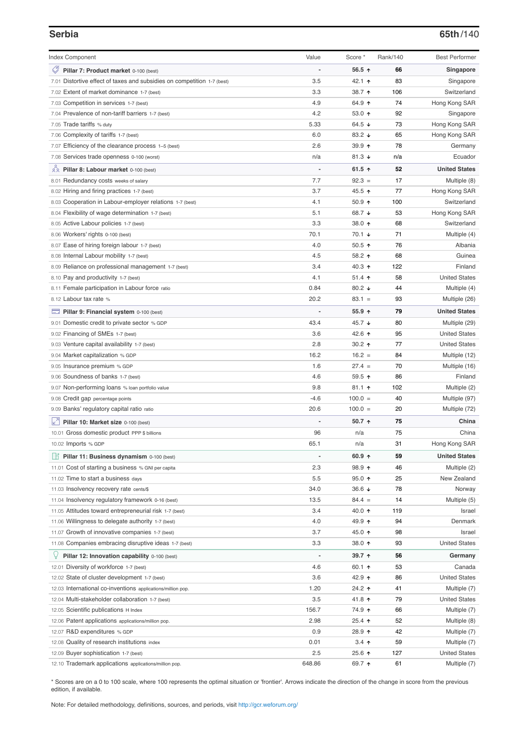## Serbia

**65th**/140

| Index Component | Value | Score * | Rank/140 | Best Performer |
|---|---|---|---|---|
| **Pillar 7: Product market** 0-100 (best) | - | **56.5 ↑** | **66** | **Singapore** |
| 7.01 Distortive effect of taxes and subsidies on competition 1-7 (best) | 3.5 | 42.1 ↑ | 83 | Singapore |
| 7.02 Extent of market dominance 1-7 (best) | 3.3 | 38.7 ↑ | 106 | Switzerland |
| 7.03 Competition in services 1-7 (best) | 4.9 | 64.9 ↑ | 74 | Hong Kong SAR |
| 7.04 Prevalence of non-tariff barriers 1-7 (best) | 4.2 | 53.0 ↑ | 92 | Singapore |
| 7.05 Trade tariffs % duty | 5.33 | 64.5 ↓ | 73 | Hong Kong SAR |
| 7.06 Complexity of tariffs 1-7 (best) | 6.0 | 83.2 ↓ | 65 | Hong Kong SAR |
| 7.07 Efficiency of the clearance process 1–5 (best) | 2.6 | 39.9 ↑ | 78 | Germany |
| 7.08 Services trade openness 0-100 (worst) | n/a | 81.3 ↓ | n/a | Ecuador |
| **Pillar 8: Labour market** 0-100 (best) | - | **61.5 ↑** | **52** | **United States** |
| 8.01 Redundancy costs weeks of salary | 7.7 | 92.3 = | 17 | Multiple (8) |
| 8.02 Hiring and firing practices 1-7 (best) | 3.7 | 45.5 ↑ | 77 | Hong Kong SAR |
| 8.03 Cooperation in Labour-employer relations 1-7 (best) | 4.1 | 50.9 ↑ | 100 | Switzerland |
| 8.04 Flexibility of wage determination 1-7 (best) | 5.1 | 68.7 ↓ | 53 | Hong Kong SAR |
| 8.05 Active Labour policies 1-7 (best) | 3.3 | 38.0 ↑ | 68 | Switzerland |
| 8.06 Workers' rights 0-100 (best) | 70.1 | 70.1 ↓ | 71 | Multiple (4) |
| 8.07 Ease of hiring foreign labour 1-7 (best) | 4.0 | 50.5 ↑ | 76 | Albania |
| 8.08 Internal Labour mobility 1-7 (best) | 4.5 | 58.2 ↑ | 68 | Guinea |
| 8.09 Reliance on professional management 1-7 (best) | 3.4 | 40.3 ↑ | 122 | Finland |
| 8.10 Pay and productivity 1-7 (best) | 4.1 | 51.4 ↑ | 58 | United States |
| 8.11 Female participation in Labour force ratio | 0.84 | 80.2 ↓ | 44 | Multiple (4) |
| 8.12 Labour tax rate % | 20.2 | 83.1 = | 93 | Multiple (26) |
| **Pillar 9: Financial system** 0-100 (best) | - | **55.9 ↑** | **79** | **United States** |
| 9.01 Domestic credit to private sector % GDP | 43.4 | 45.7 ↓ | 80 | Multiple (29) |
| 9.02 Financing of SMEs 1-7 (best) | 3.6 | 42.6 ↑ | 95 | United States |
| 9.03 Venture capital availability 1-7 (best) | 2.8 | 30.2 ↑ | 77 | United States |
| 9.04 Market capitalization % GDP | 16.2 | 16.2 = | 84 | Multiple (12) |
| 9.05 Insurance premium % GDP | 1.6 | 27.4 = | 70 | Multiple (16) |
| 9.06 Soundness of banks 1-7 (best) | 4.6 | 59.5 ↑ | 86 | Finland |
| 9.07 Non-performing loans % loan portfolio value | 9.8 | 81.1 ↑ | 102 | Multiple (2) |
| 9.08 Credit gap percentage points | -4.6 | 100.0 = | 40 | Multiple (97) |
| 9.09 Banks' regulatory capital ratio ratio | 20.6 | 100.0 = | 20 | Multiple (72) |
| **Pillar 10: Market size** 0-100 (best) | - | **50.7 ↑** | **75** | **China** |
| 10.01 Gross domestic product PPP $ billions | 96 | n/a | 75 | China |
| 10.02 Imports % GDP | 65.1 | n/a | 31 | Hong Kong SAR |
| **Pillar 11: Business dynamism** 0-100 (best) | - | **60.9 ↑** | **59** | **United States** |
| 11.01 Cost of starting a business % GNI per capita | 2.3 | 98.9 ↑ | 46 | Multiple (2) |
| 11.02 Time to start a business days | 5.5 | 95.0 ↑ | 25 | New Zealand |
| 11.03 Insolvency recovery rate cents/$ | 34.0 | 36.6 ↓ | 78 | Norway |
| 11.04 Insolvency regulatory framework 0-16 (best) | 13.5 | 84.4 = | 14 | Multiple (5) |
| 11.05 Attitudes toward entrepreneurial risk 1-7 (best) | 3.4 | 40.0 ↑ | 119 | Israel |
| 11.06 Willingness to delegate authority 1-7 (best) | 4.0 | 49.9 ↑ | 94 | Denmark |
| 11.07 Growth of innovative companies 1-7 (best) | 3.7 | 45.0 ↑ | 98 | Israel |
| 11.08 Companies embracing disruptive ideas 1-7 (best) | 3.3 | 38.0 ↑ | 93 | United States |
| **Pillar 12: Innovation capability** 0-100 (best) | - | **39.7 ↑** | **56** | **Germany** |
| 12.01 Diversity of workforce 1-7 (best) | 4.6 | 60.1 ↑ | 53 | Canada |
| 12.02 State of cluster development 1-7 (best) | 3.6 | 42.9 ↑ | 86 | United States |
| 12.03 International co-inventions applications/million pop. | 1.20 | 24.2 ↑ | 41 | Multiple (7) |
| 12.04 Multi-stakeholder collaboration 1-7 (best) | 3.5 | 41.8 ↑ | 79 | United States |
| 12.05 Scientific publications H Index | 156.7 | 74.9 ↑ | 66 | Multiple (7) |
| 12.06 Patent applications applications/million pop. | 2.98 | 25.4 ↑ | 52 | Multiple (8) |
| 12.07 R&D expenditures % GDP | 0.9 | 28.9 ↑ | 42 | Multiple (7) |
| 12.08 Quality of research institutions index | 0.01 | 3.4 ↑ | 59 | Multiple (7) |
| 12.09 Buyer sophistication 1-7 (best) | 2.5 | 25.6 ↑ | 127 | United States |
| 12.10 Trademark applications applications/million pop. | 648.86 | 69.7 ↑ | 61 | Multiple (7) |

* Scores are on a 0 to 100 scale, where 100 represents the optimal situation or 'frontier'. Arrows indicate the direction of the change in score from the previous edition, if available.

Note: For detailed methodology, definitions, sources, and periods, visit http://gcr.weforum.org/